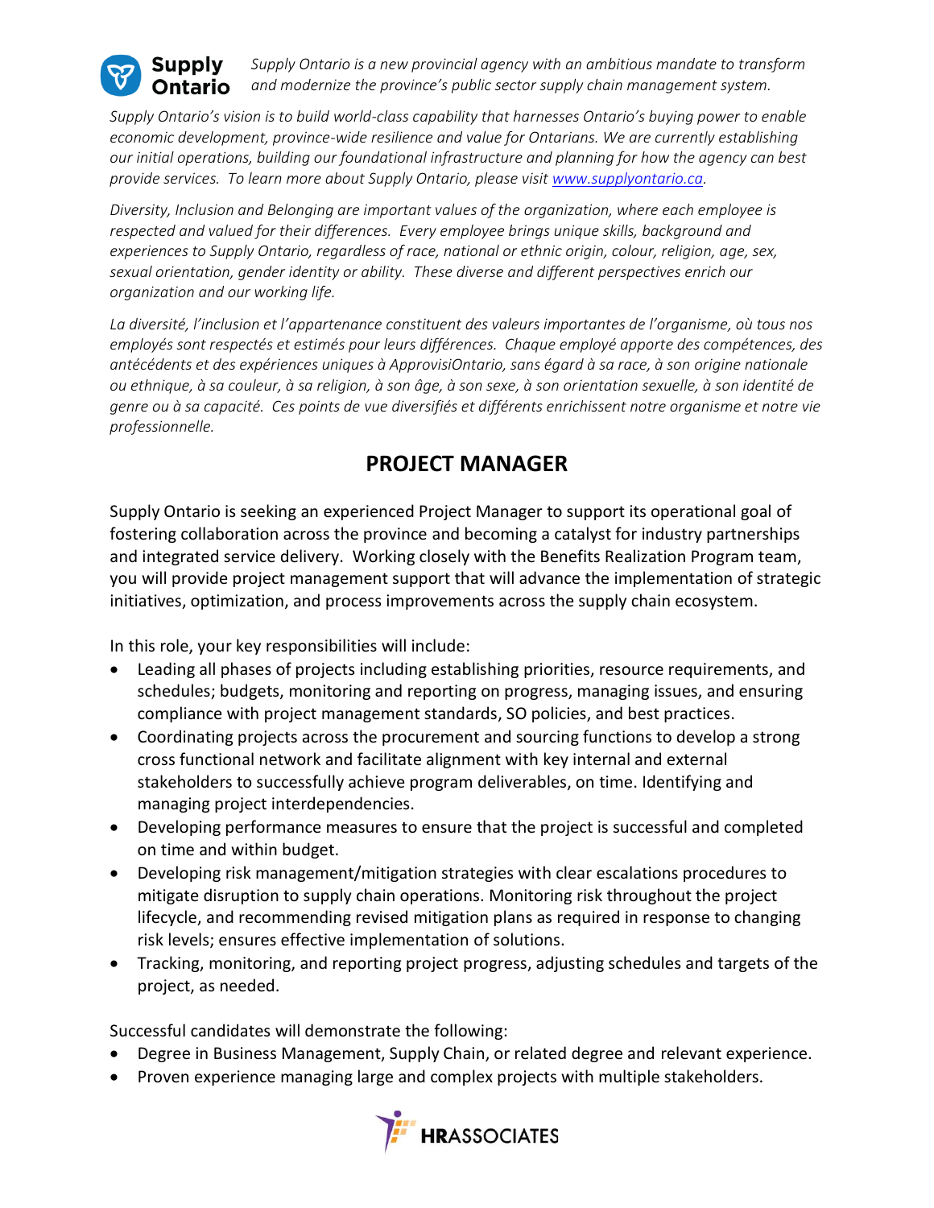**Supply Ontario**

*Supply Ontario is a new provincial agency with an ambitious mandate to transform and modernize the province's public sector supply chain management system.*

*Supply Ontario's vision is to build world-class capability that harnesses Ontario's buying power to enable economic development, province-wide resilience and value for Ontarians. We are currently establishing our initial operations, building our foundational infrastructure and planning for how the agency can best provide services. To learn more about Supply Ontario, please visit [www.supplyontario.ca](www.supplyontario.ca).*

*Diversity, Inclusion and Belonging are important values of the organization, where each employee is respected and valued for their differences. Every employee brings unique skills, background and experiences to Supply Ontario, regardless of race, national or ethnic origin, colour, religion, age, sex, sexual orientation, gender identity or ability. These diverse and different perspectives enrich our organization and our working life.*

*La diversité, l'inclusion et l'appartenance constituent des valeurs importantes de l'organisme, où tous nos employés sont respectés et estimés pour leurs différences. Chaque employé apporte des compétences, des antécédents et des expériences uniques à ApprovisiOntario, sans égard à sa race, à son origine nationale ou ethnique, à sa couleur, à sa religion, à son âge, à son sexe, à son orientation sexuelle, à son identité de genre ou à sa capacité. Ces points de vue diversifiés et différents enrichissent notre organisme et notre vie professionnelle.*

# PROJECT MANAGER

Supply Ontario is seeking an experienced Project Manager to support its operational goal of fostering collaboration across the province and becoming a catalyst for industry partnerships and integrated service delivery. Working closely with the Benefits Realization Program team, you will provide project management support that will advance the implementation of strategic initiatives, optimization, and process improvements across the supply chain ecosystem.

In this role, your key responsibilities will include:

- Leading all phases of projects including establishing priorities, resource requirements, and schedules; budgets, monitoring and reporting on progress, managing issues, and ensuring compliance with project management standards, SO policies, and best practices.
- Coordinating projects across the procurement and sourcing functions to develop a strong cross functional network and facilitate alignment with key internal and external stakeholders to successfully achieve program deliverables, on time. Identifying and managing project interdependencies.
- Developing performance measures to ensure that the project is successful and completed on time and within budget.
- Developing risk management/mitigation strategies with clear escalations procedures to mitigate disruption to supply chain operations. Monitoring risk throughout the project lifecycle, and recommending revised mitigation plans as required in response to changing risk levels; ensures effective implementation of solutions.
- Tracking, monitoring, and reporting project progress, adjusting schedules and targets of the project, as needed.

Successful candidates will demonstrate the following:

- Degree in Business Management, Supply Chain, or related degree and relevant experience.
- Proven experience managing large and complex projects with multiple stakeholders.

**HR**ASSOCIATES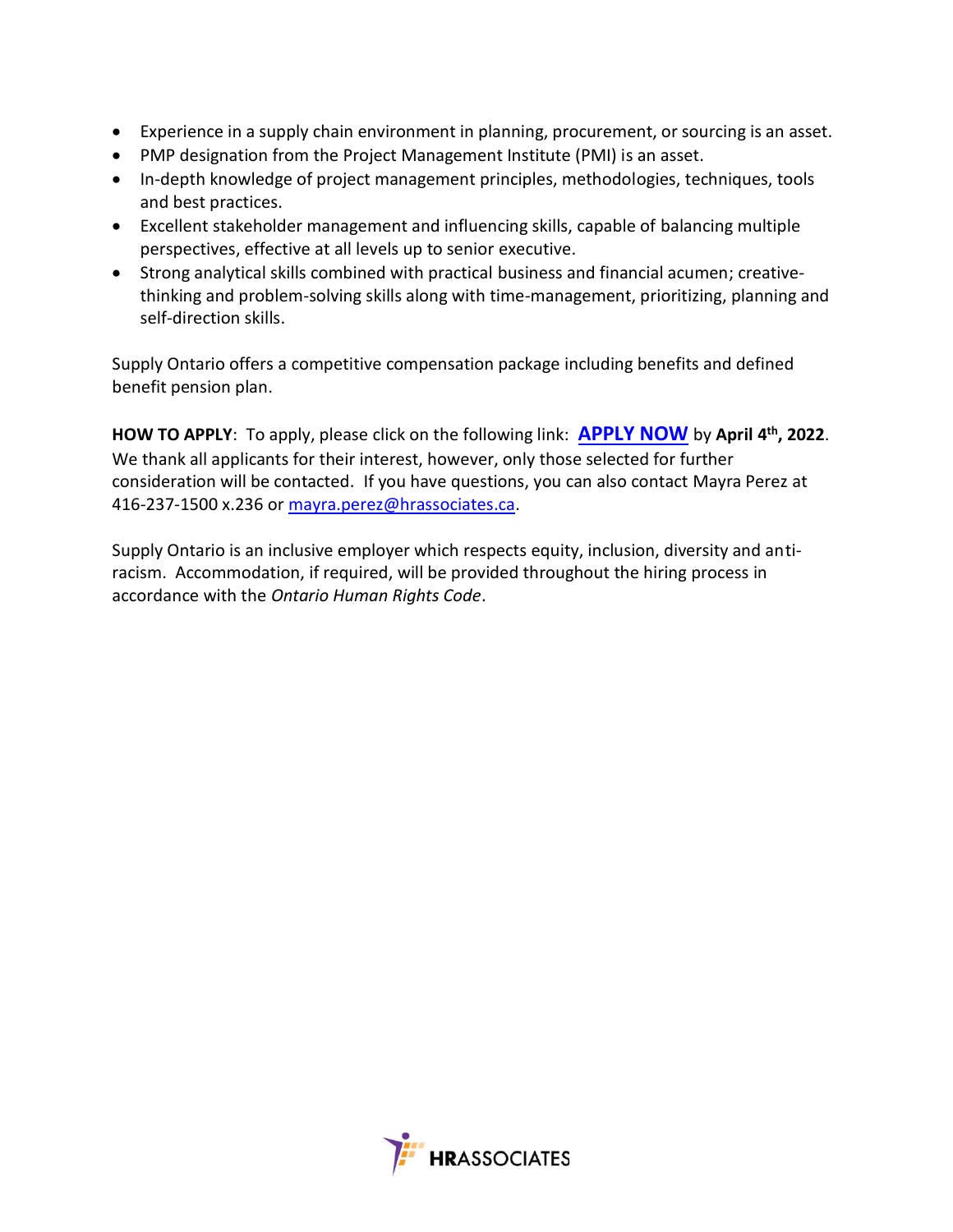- Experience in a supply chain environment in planning, procurement, or sourcing is an asset.
- PMP designation from the Project Management Institute (PMI) is an asset.
- In-depth knowledge of project management principles, methodologies, techniques, tools and best practices.
- Excellent stakeholder management and influencing skills, capable of balancing multiple perspectives, effective at all levels up to senior executive.
- Strong analytical skills combined with practical business and financial acumen; creative-thinking and problem-solving skills along with time-management, prioritizing, planning and self-direction skills.

Supply Ontario offers a competitive compensation package including benefits and defined benefit pension plan.

**HOW TO APPLY**: To apply, please click on the following link: **APPLY NOW** by **April 4th, 2022**. We thank all applicants for their interest, however, only those selected for further consideration will be contacted. If you have questions, you can also contact Mayra Perez at 416-237-1500 x.236 or mayra.perez@hrassociates.ca.

Supply Ontario is an inclusive employer which respects equity, inclusion, diversity and anti-racism. Accommodation, if required, will be provided throughout the hiring process in accordance with the *Ontario Human Rights Code*.

HRASSOCIATES